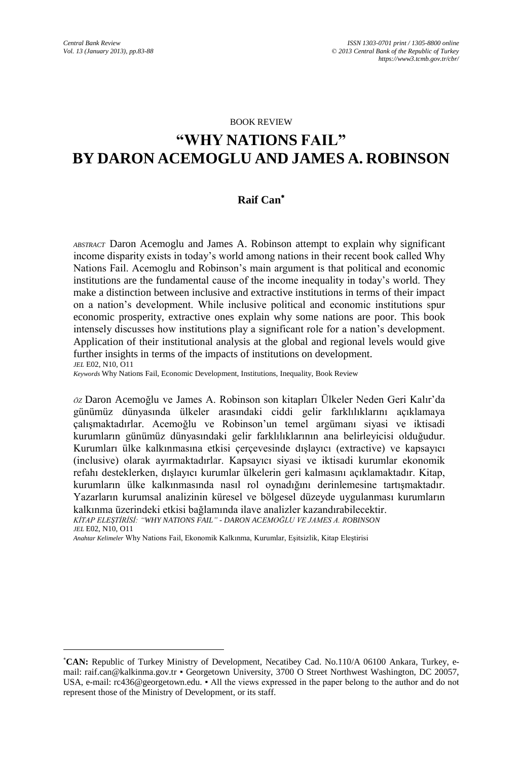BOOK REVIEW

# "WHY NATIONS FAIL" BY DARON ACEMOGLU AND JAMES A. ROBINSON

**Raif Can***

*ABSTRACT* Daron Acemoglu and James A. Robinson attempt to explain why significant income disparity exists in today's world among nations in their recent book called Why Nations Fail. Acemoglu and Robinson's main argument is that political and economic institutions are the fundamental cause of the income inequality in today's world. They make a distinction between inclusive and extractive institutions in terms of their impact on a nation's development. While inclusive political and economic institutions spur economic prosperity, extractive ones explain why some nations are poor. This book intensely discusses how institutions play a significant role for a nation's development. Application of their institutional analysis at the global and regional levels would give further insights in terms of the impacts of institutions on development.

*JEL* E02, N10, O11

*Keywords* Why Nations Fail, Economic Development, Institutions, Inequality, Book Review

*ÖZ* Daron Acemoğlu ve James A. Robinson son kitapları Ülkeler Neden Geri Kalır'da günümüz dünyasında ülkeler arasındaki ciddi gelir farklılıklarını açıklamaya çalışmaktadırlar. Acemoğlu ve Robinson'un temel argümanı siyasi ve iktisadi kurumların günümüz dünyasındaki gelir farklılıklarının ana belirleyicisi olduğudur. Kurumları ülke kalkınmasına etkisi çerçevesinde dışlayıcı (extractive) ve kapsayıcı (inclusive) olarak ayırmaktadırlar. Kapsayıcı siyasi ve iktisadi kurumlar ekonomik refahı desteklerken, dışlayıcı kurumlar ülkelerin geri kalmasını açıklamaktadır. Kitap, kurumların ülke kalkınmasında nasıl rol oynadığını derinlemesine tartışmaktadır. Yazarların kurumsal analizinin küresel ve bölgesel düzeyde uygulanması kurumların kalkınma üzerindeki etkisi bağlamında ilave analizler kazandırabilecektir.

*KİTAP ELEŞTİRİSİ: "WHY NATIONS FAIL" - DARON ACEMOĞLU VE JAMES A. ROBINSON*

*JEL* E02, N10, O11

*Anahtar Kelimeler* Why Nations Fail, Ekonomik Kalkınma, Kurumlar, Eşitsizlik, Kitap Eleştirisi

---

* **CAN:** Republic of Turkey Ministry of Development, Necatibey Cad. No.110/A 06100 Ankara, Turkey, e-mail: raif.can@kalkinma.gov.tr ▪ Georgetown University, 3700 O Street Northwest Washington, DC 20057, USA, e-mail: rc436@georgetown.edu. ▪ All the views expressed in the paper belong to the author and do not represent those of the Ministry of Development, or its staff.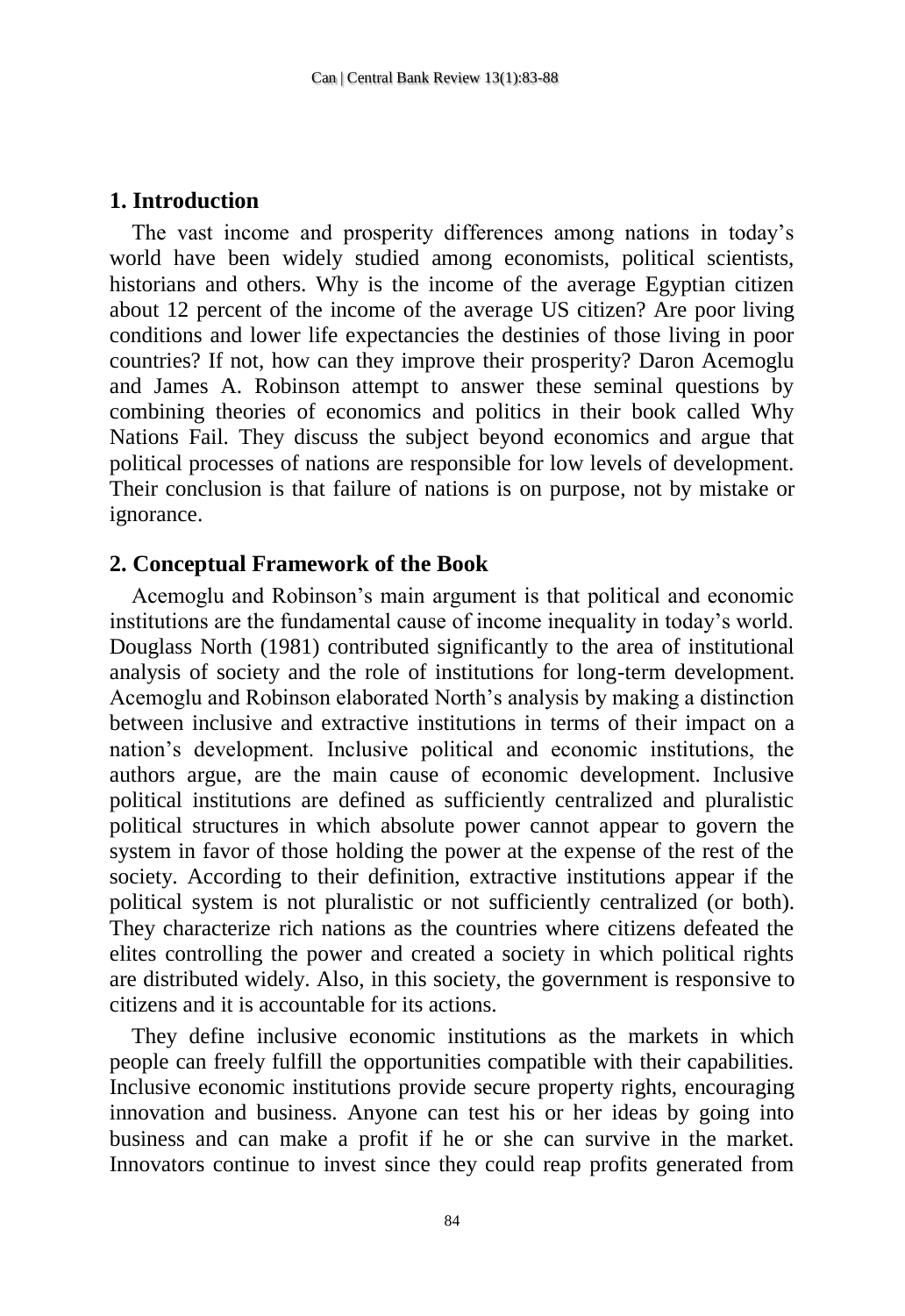## 1. Introduction

The vast income and prosperity differences among nations in today's world have been widely studied among economists, political scientists, historians and others. Why is the income of the average Egyptian citizen about 12 percent of the income of the average US citizen? Are poor living conditions and lower life expectancies the destinies of those living in poor countries? If not, how can they improve their prosperity? Daron Acemoglu and James A. Robinson attempt to answer these seminal questions by combining theories of economics and politics in their book called Why Nations Fail. They discuss the subject beyond economics and argue that political processes of nations are responsible for low levels of development. Their conclusion is that failure of nations is on purpose, not by mistake or ignorance.

## 2. Conceptual Framework of the Book

Acemoglu and Robinson's main argument is that political and economic institutions are the fundamental cause of income inequality in today's world. Douglass North (1981) contributed significantly to the area of institutional analysis of society and the role of institutions for long-term development. Acemoglu and Robinson elaborated North's analysis by making a distinction between inclusive and extractive institutions in terms of their impact on a nation's development. Inclusive political and economic institutions, the authors argue, are the main cause of economic development. Inclusive political institutions are defined as sufficiently centralized and pluralistic political structures in which absolute power cannot appear to govern the system in favor of those holding the power at the expense of the rest of the society. According to their definition, extractive institutions appear if the political system is not pluralistic or not sufficiently centralized (or both). They characterize rich nations as the countries where citizens defeated the elites controlling the power and created a society in which political rights are distributed widely. Also, in this society, the government is responsive to citizens and it is accountable for its actions.

They define inclusive economic institutions as the markets in which people can freely fulfill the opportunities compatible with their capabilities. Inclusive economic institutions provide secure property rights, encouraging innovation and business. Anyone can test his or her ideas by going into business and can make a profit if he or she can survive in the market. Innovators continue to invest since they could reap profits generated from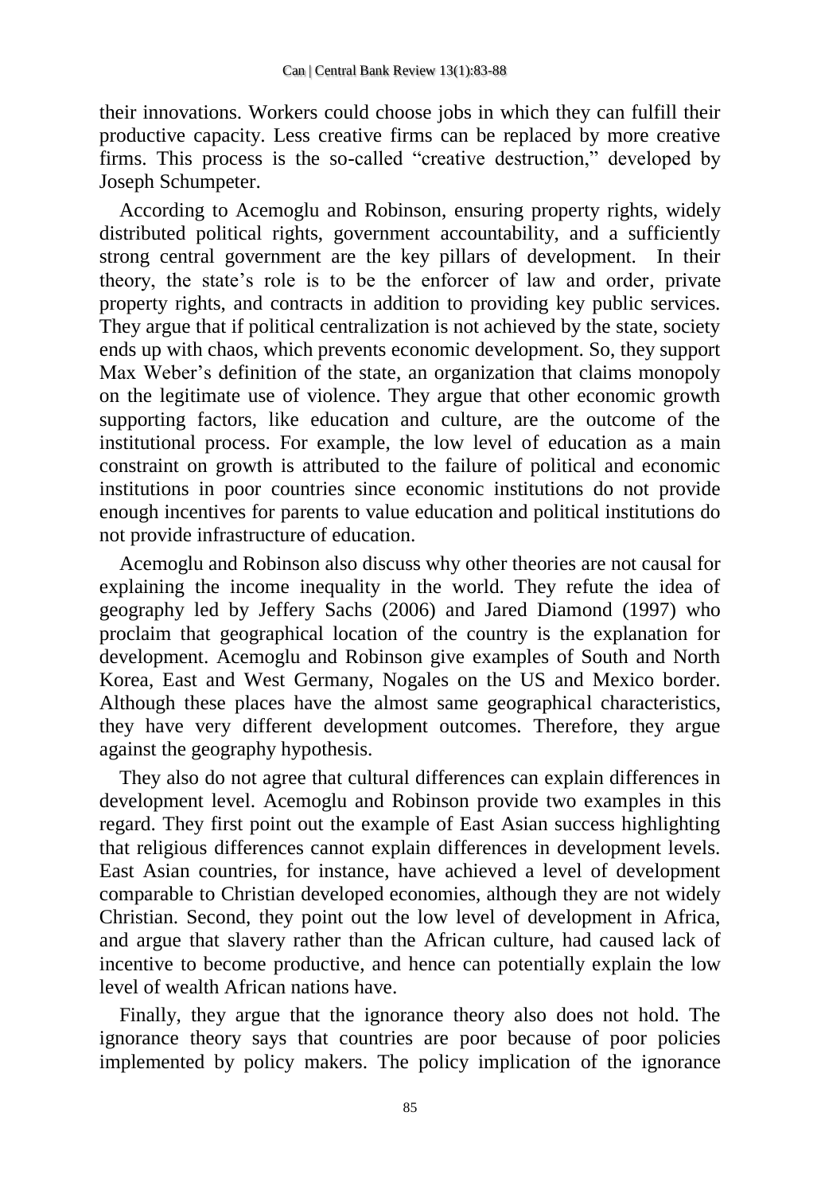their innovations. Workers could choose jobs in which they can fulfill their productive capacity. Less creative firms can be replaced by more creative firms. This process is the so-called "creative destruction," developed by Joseph Schumpeter.

According to Acemoglu and Robinson, ensuring property rights, widely distributed political rights, government accountability, and a sufficiently strong central government are the key pillars of development. In their theory, the state's role is to be the enforcer of law and order, private property rights, and contracts in addition to providing key public services. They argue that if political centralization is not achieved by the state, society ends up with chaos, which prevents economic development. So, they support Max Weber's definition of the state, an organization that claims monopoly on the legitimate use of violence. They argue that other economic growth supporting factors, like education and culture, are the outcome of the institutional process. For example, the low level of education as a main constraint on growth is attributed to the failure of political and economic institutions in poor countries since economic institutions do not provide enough incentives for parents to value education and political institutions do not provide infrastructure of education.

Acemoglu and Robinson also discuss why other theories are not causal for explaining the income inequality in the world. They refute the idea of geography led by Jeffery Sachs (2006) and Jared Diamond (1997) who proclaim that geographical location of the country is the explanation for development. Acemoglu and Robinson give examples of South and North Korea, East and West Germany, Nogales on the US and Mexico border. Although these places have the almost same geographical characteristics, they have very different development outcomes. Therefore, they argue against the geography hypothesis.

They also do not agree that cultural differences can explain differences in development level. Acemoglu and Robinson provide two examples in this regard. They first point out the example of East Asian success highlighting that religious differences cannot explain differences in development levels. East Asian countries, for instance, have achieved a level of development comparable to Christian developed economies, although they are not widely Christian. Second, they point out the low level of development in Africa, and argue that slavery rather than the African culture, had caused lack of incentive to become productive, and hence can potentially explain the low level of wealth African nations have.

Finally, they argue that the ignorance theory also does not hold. The ignorance theory says that countries are poor because of poor policies implemented by policy makers. The policy implication of the ignorance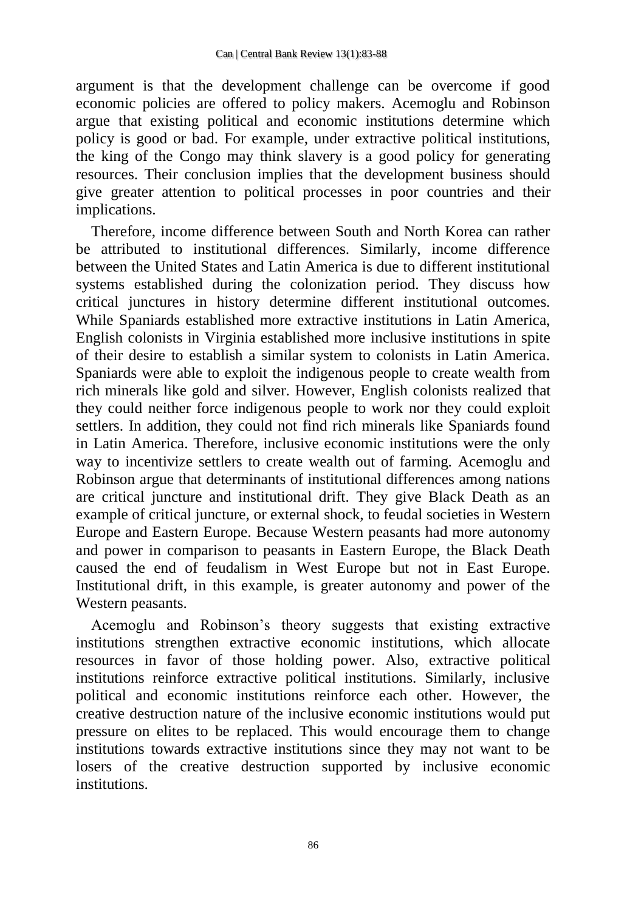argument is that the development challenge can be overcome if good economic policies are offered to policy makers. Acemoglu and Robinson argue that existing political and economic institutions determine which policy is good or bad. For example, under extractive political institutions, the king of the Congo may think slavery is a good policy for generating resources. Their conclusion implies that the development business should give greater attention to political processes in poor countries and their implications.

Therefore, income difference between South and North Korea can rather be attributed to institutional differences. Similarly, income difference between the United States and Latin America is due to different institutional systems established during the colonization period. They discuss how critical junctures in history determine different institutional outcomes. While Spaniards established more extractive institutions in Latin America, English colonists in Virginia established more inclusive institutions in spite of their desire to establish a similar system to colonists in Latin America. Spaniards were able to exploit the indigenous people to create wealth from rich minerals like gold and silver. However, English colonists realized that they could neither force indigenous people to work nor they could exploit settlers. In addition, they could not find rich minerals like Spaniards found in Latin America. Therefore, inclusive economic institutions were the only way to incentivize settlers to create wealth out of farming. Acemoglu and Robinson argue that determinants of institutional differences among nations are critical juncture and institutional drift. They give Black Death as an example of critical juncture, or external shock, to feudal societies in Western Europe and Eastern Europe. Because Western peasants had more autonomy and power in comparison to peasants in Eastern Europe, the Black Death caused the end of feudalism in West Europe but not in East Europe. Institutional drift, in this example, is greater autonomy and power of the Western peasants.

Acemoglu and Robinson's theory suggests that existing extractive institutions strengthen extractive economic institutions, which allocate resources in favor of those holding power. Also, extractive political institutions reinforce extractive political institutions. Similarly, inclusive political and economic institutions reinforce each other. However, the creative destruction nature of the inclusive economic institutions would put pressure on elites to be replaced. This would encourage them to change institutions towards extractive institutions since they may not want to be losers of the creative destruction supported by inclusive economic institutions.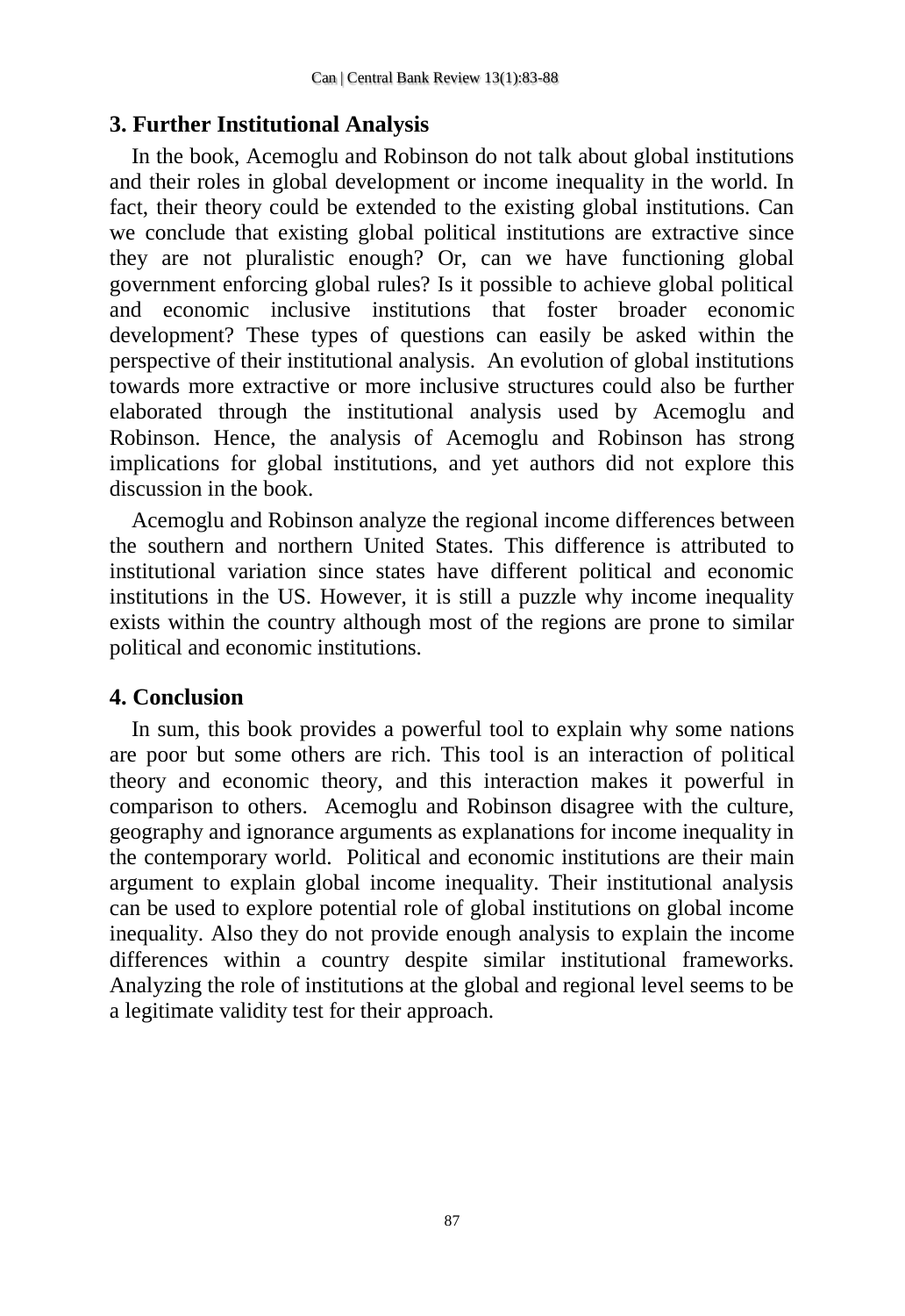## 3. Further Institutional Analysis

In the book, Acemoglu and Robinson do not talk about global institutions and their roles in global development or income inequality in the world. In fact, their theory could be extended to the existing global institutions. Can we conclude that existing global political institutions are extractive since they are not pluralistic enough? Or, can we have functioning global government enforcing global rules? Is it possible to achieve global political and economic inclusive institutions that foster broader economic development? These types of questions can easily be asked within the perspective of their institutional analysis. An evolution of global institutions towards more extractive or more inclusive structures could also be further elaborated through the institutional analysis used by Acemoglu and Robinson. Hence, the analysis of Acemoglu and Robinson has strong implications for global institutions, and yet authors did not explore this discussion in the book.

Acemoglu and Robinson analyze the regional income differences between the southern and northern United States. This difference is attributed to institutional variation since states have different political and economic institutions in the US. However, it is still a puzzle why income inequality exists within the country although most of the regions are prone to similar political and economic institutions.

## 4. Conclusion

In sum, this book provides a powerful tool to explain why some nations are poor but some others are rich. This tool is an interaction of political theory and economic theory, and this interaction makes it powerful in comparison to others. Acemoglu and Robinson disagree with the culture, geography and ignorance arguments as explanations for income inequality in the contemporary world. Political and economic institutions are their main argument to explain global income inequality. Their institutional analysis can be used to explore potential role of global institutions on global income inequality. Also they do not provide enough analysis to explain the income differences within a country despite similar institutional frameworks. Analyzing the role of institutions at the global and regional level seems to be a legitimate validity test for their approach.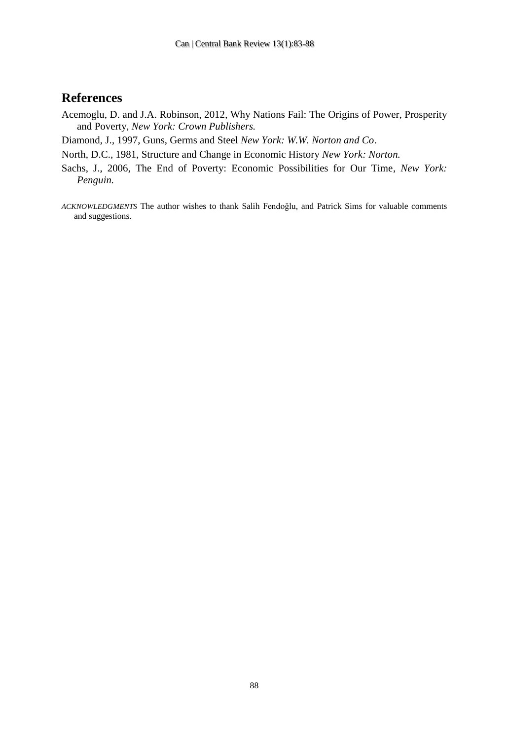## References

Acemoglu, D. and J.A. Robinson, 2012, Why Nations Fail: The Origins of Power, Prosperity and Poverty, *New York: Crown Publishers.*

Diamond, J., 1997, Guns, Germs and Steel *New York: W.W. Norton and Co*.

North, D.C., 1981, Structure and Change in Economic History *New York: Norton.*

Sachs, J., 2006, The End of Poverty: Economic Possibilities for Our Time, *New York: Penguin.*

*ACKNOWLEDGMENTS* The author wishes to thank Salih Fendoğlu, and Patrick Sims for valuable comments and suggestions.